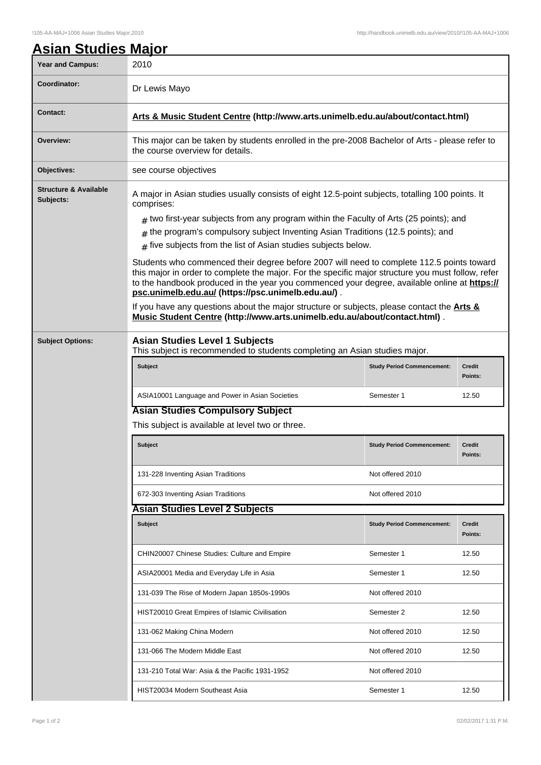# Asian Studies Major

| | |
|---|---|
| **Year and Campus:** | 2010 |
| **Coordinator:** | Dr Lewis Mayo |
| **Contact:** | **Arts & Music Student Centre (http://www.arts.unimelb.edu.au/about/contact.html)** |
| **Overview:** | This major can be taken by students enrolled in the pre-2008 Bachelor of Arts - please refer to the course overview for details. |
| **Objectives:** | see course objectives |

**Structure & Available Subjects:**

A major in Asian studies usually consists of eight 12.5-point subjects, totalling 100 points. It comprises:

- two first-year subjects from any program within the Faculty of Arts (25 points); and
- the program's compulsory subject Inventing Asian Traditions (12.5 points); and
- five subjects from the list of Asian studies subjects below.

Students who commenced their degree before 2007 will need to complete 112.5 points toward this major in order to complete the major. For the specific major structure you must follow, refer to the handbook produced in the year you commenced your degree, available online at **https://psc.unimelb.edu.au/ (https://psc.unimelb.edu.au/)** .

If you have any questions about the major structure or subjects, please contact the **Arts & Music Student Centre (http://www.arts.unimelb.edu.au/about/contact.html)** .

**Subject Options:**

### Asian Studies Level 1 Subjects

This subject is recommended to students completing an Asian studies major.

| Subject | Study Period Commencement: | Credit Points: |
|---|---|---|
| ASIA10001 Language and Power in Asian Societies | Semester 1 | 12.50 |

### Asian Studies Compulsory Subject

This subject is available at level two or three.

| Subject | Study Period Commencement: | Credit Points: |
|---|---|---|
| 131-228 Inventing Asian Traditions | Not offered 2010 | |
| 672-303 Inventing Asian Traditions | Not offered 2010 | |

### Asian Studies Level 2 Subjects

| Subject | Study Period Commencement: | Credit Points: |
|---|---|---|
| CHIN20007 Chinese Studies: Culture and Empire | Semester 1 | 12.50 |
| ASIA20001 Media and Everyday Life in Asia | Semester 1 | 12.50 |
| 131-039 The Rise of Modern Japan 1850s-1990s | Not offered 2010 | |
| HIST20010 Great Empires of Islamic Civilisation | Semester 2 | 12.50 |
| 131-062 Making China Modern | Not offered 2010 | 12.50 |
| 131-066 The Modern Middle East | Not offered 2010 | 12.50 |
| 131-210 Total War: Asia & the Pacific 1931-1952 | Not offered 2010 | |
| HIST20034 Modern Southeast Asia | Semester 1 | 12.50 |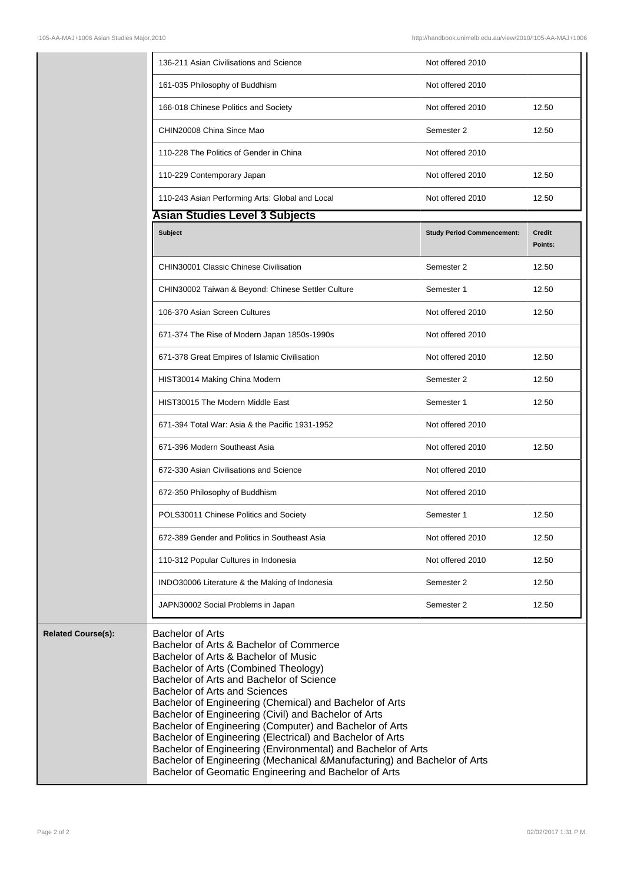| | | |
|---|---|---|
| 136-211 Asian Civilisations and Science | Not offered 2010 | |
| 161-035 Philosophy of Buddhism | Not offered 2010 | |
| 166-018 Chinese Politics and Society | Not offered 2010 | 12.50 |
| CHIN20008 China Since Mao | Semester 2 | 12.50 |
| 110-228 The Politics of Gender in China | Not offered 2010 | |
| 110-229 Contemporary Japan | Not offered 2010 | 12.50 |
| 110-243 Asian Performing Arts: Global and Local | Not offered 2010 | 12.50 |

**Asian Studies Level 3 Subjects**

| Subject | Study Period Commencement: | Credit Points: |
|---|---|---|
| CHIN30001 Classic Chinese Civilisation | Semester 2 | 12.50 |
| CHIN30002 Taiwan & Beyond: Chinese Settler Culture | Semester 1 | 12.50 |
| 106-370 Asian Screen Cultures | Not offered 2010 | 12.50 |
| 671-374 The Rise of Modern Japan 1850s-1990s | Not offered 2010 | |
| 671-378 Great Empires of Islamic Civilisation | Not offered 2010 | 12.50 |
| HIST30014 Making China Modern | Semester 2 | 12.50 |
| HIST30015 The Modern Middle East | Semester 1 | 12.50 |
| 671-394 Total War: Asia & the Pacific 1931-1952 | Not offered 2010 | |
| 671-396 Modern Southeast Asia | Not offered 2010 | 12.50 |
| 672-330 Asian Civilisations and Science | Not offered 2010 | |
| 672-350 Philosophy of Buddhism | Not offered 2010 | |
| POLS30011 Chinese Politics and Society | Semester 1 | 12.50 |
| 672-389 Gender and Politics in Southeast Asia | Not offered 2010 | 12.50 |
| 110-312 Popular Cultures in Indonesia | Not offered 2010 | 12.50 |
| INDO30006 Literature & the Making of Indonesia | Semester 2 | 12.50 |
| JAPN30002 Social Problems in Japan | Semester 2 | 12.50 |

**Related Course(s):**

Bachelor of Arts
Bachelor of Arts & Bachelor of Commerce
Bachelor of Arts & Bachelor of Music
Bachelor of Arts (Combined Theology)
Bachelor of Arts and Bachelor of Science
Bachelor of Arts and Sciences
Bachelor of Engineering (Chemical) and Bachelor of Arts
Bachelor of Engineering (Civil) and Bachelor of Arts
Bachelor of Engineering (Computer) and Bachelor of Arts
Bachelor of Engineering (Electrical) and Bachelor of Arts
Bachelor of Engineering (Environmental) and Bachelor of Arts
Bachelor of Engineering (Mechanical &Manufacturing) and Bachelor of Arts
Bachelor of Geomatic Engineering and Bachelor of Arts